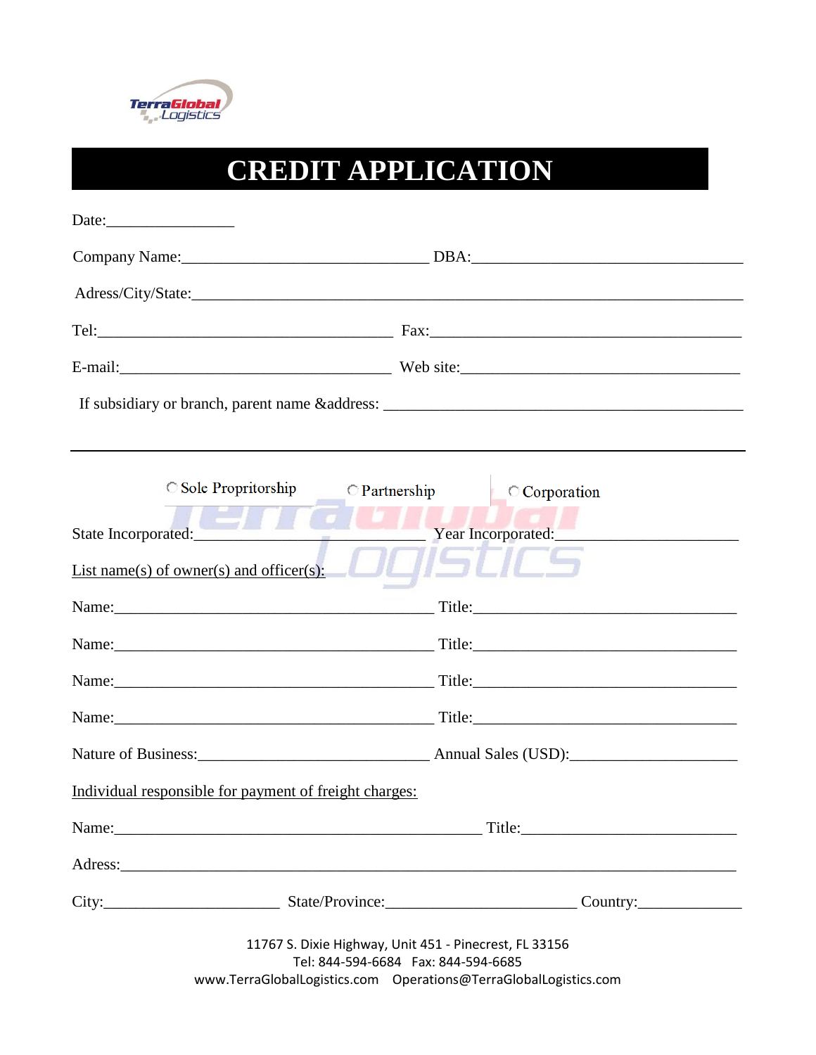TerraGlobal Logistics

# CREDIT APPLICATION

Date:________________

Company Name:______________________________ DBA:__________________________________

Adress/City/State:___________________________________________________________________

Tel:____________________________________ Fax:________________________________________

E-mail:__________________________________ Web site:__________________________________

If subsidiary or branch, parent name &address: _____________________________________________

---

○ Sole Propritorship ○ Partnership ○ Corporation

State Incorporated:____________________________ Year Incorporated:______________________

List name(s) of owner(s) and officer(s):

Name:__________________________________________ Title:_________________________________

Name:__________________________________________ Title:_________________________________

Name:__________________________________________ Title:_________________________________

Name:__________________________________________ Title:_________________________________

Nature of Business:____________________________ Annual Sales (USD):_____________________

Individual responsible for payment of freight charges:

Name:_______________________________________________ Title:___________________________

Adress:______________________________________________________________________________

City:______________________ State/Province:________________________ Country:_____________

11767 S. Dixie Highway, Unit 451 - Pinecrest, FL 33156
Tel: 844-594-6684 Fax: 844-594-6685
www.TerraGlobalLogistics.com Operations@TerraGlobalLogistics.com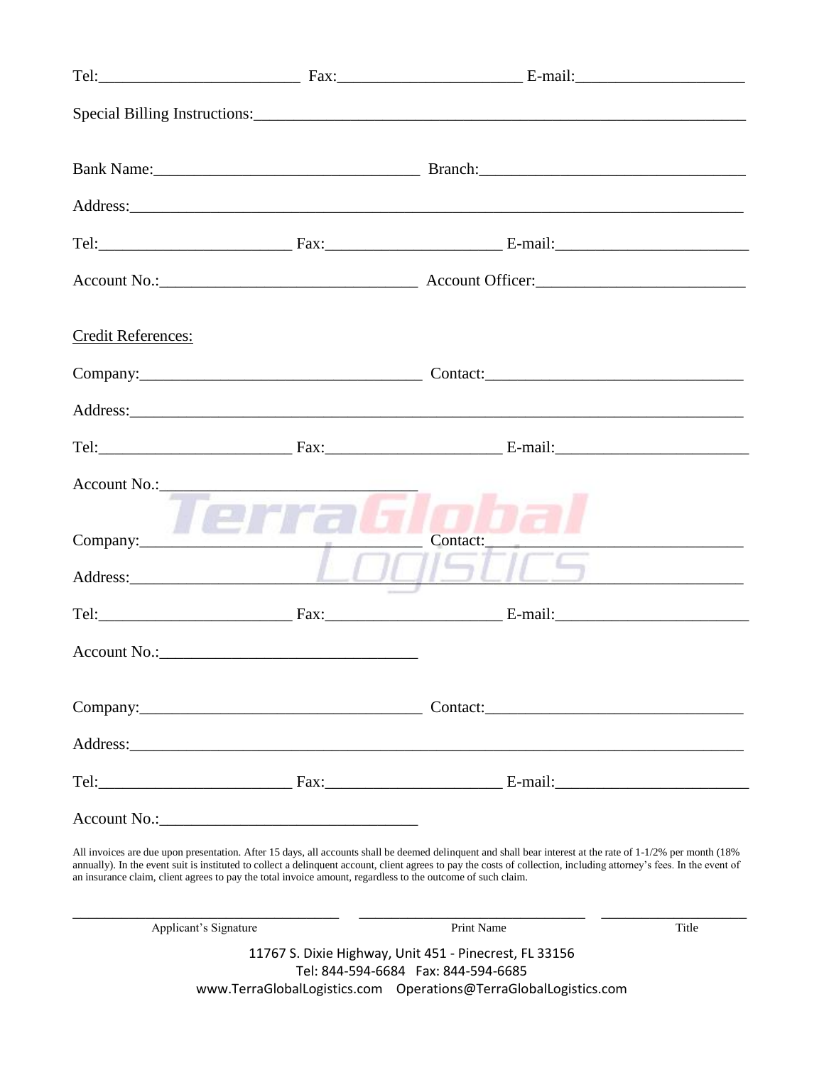Tel:_________________________ Fax:______________________ E-mail:_____________________

Special Billing Instructions:____________________________________________________________

Bank Name:_______________________________ Branch:______________________________

Address:________________________________________________________________________

Tel:________________________ Fax:_____________________ E-mail:_______________________

Account No.:_____________________________ Account Officer:_________________________

Credit References:

Company:_________________________________ Contact:_____________________________

Address:________________________________________________________________________

Tel:________________________ Fax:_____________________ E-mail:_______________________

Account No.:_____________________________

Company:_________________________________ Contact:_____________________________

Address:________________________________________________________________________

Tel:________________________ Fax:_____________________ E-mail:_______________________

Account No.:_____________________________

Company:_________________________________ Contact:_____________________________

Address:________________________________________________________________________

Tel:________________________ Fax:_____________________ E-mail:_______________________

Account No.:_____________________________

All invoices are due upon presentation. After 15 days, all accounts shall be deemed delinquent and shall bear interest at the rate of 1-1/2% per month (18% annually). In the event suit is instituted to collect a delinquent account, client agrees to pay the costs of collection, including attorney's fees. In the event of an insurance claim, client agrees to pay the total invoice amount, regardless to the outcome of such claim.

_________________________________ _____________________________ ___________________

Applicant's Signature | Print Name | Title

11767 S. Dixie Highway, Unit 451 - Pinecrest, FL 33156
Tel: 844-594-6684 Fax: 844-594-6685
www.TerraGlobalLogistics.com Operations@TerraGlobalLogistics.com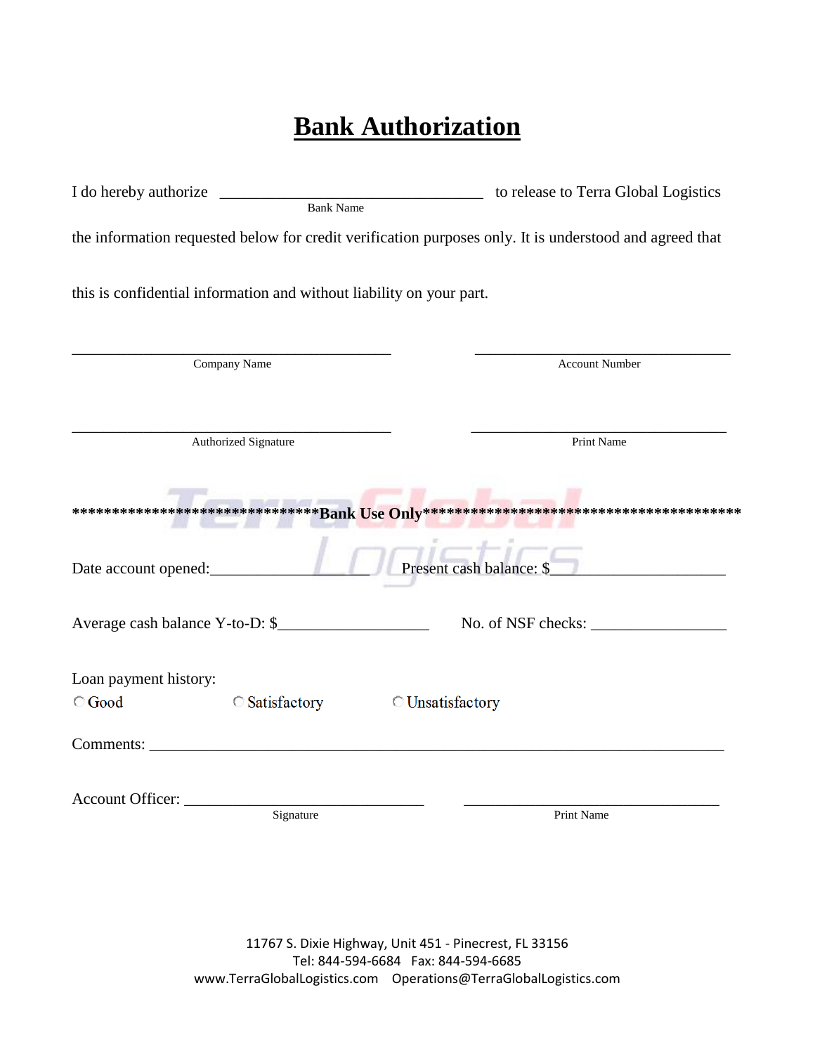# Bank Authorization

I do hereby authorize ________________________________ to release to Terra Global Logistics
Bank Name

the information requested below for credit verification purposes only. It is understood and agreed that

this is confidential information and without liability on your part.

________________________________________ ________________________________
Company Name Account Number

________________________________________ ________________________________
Authorized Signature Print Name

******************************Bank Use Only**************************************

Date account opened:____________________ Present cash balance: $______________________

Average cash balance Y-to-D: $__________________ No. of NSF checks: _________________

Loan payment history:

○ Good ○ Satisfactory ○ Unsatisfactory

Comments: ________________________________________________________________________

Account Officer: ______________________________ ________________________________
Signature Print Name

11767 S. Dixie Highway, Unit 451 - Pinecrest, FL 33156
Tel: 844-594-6684 Fax: 844-594-6685
www.TerraGlobalLogistics.com Operations@TerraGlobalLogistics.com